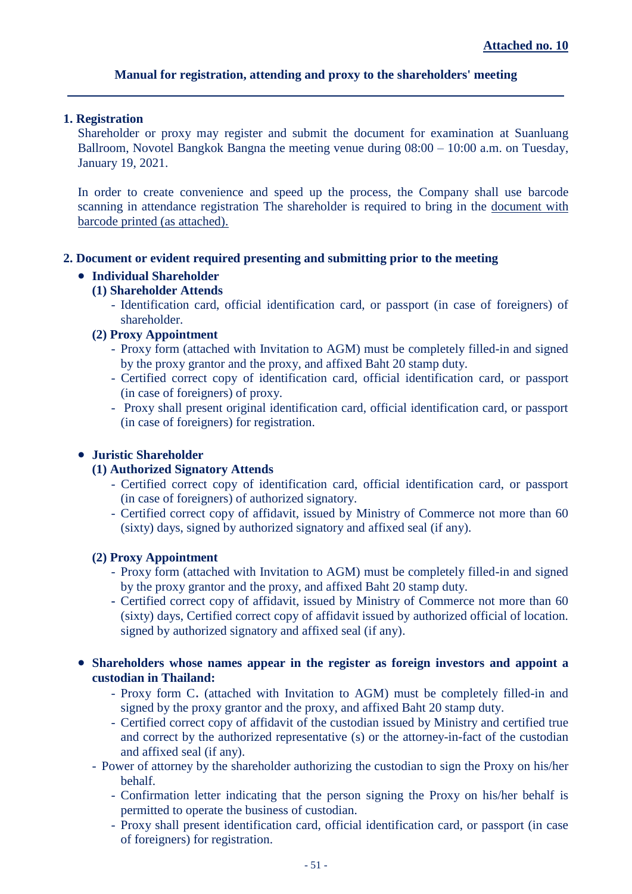**Attached no. 10**

## Manual for registration, attending and proxy to the shareholders' meeting

---

### 1. Registration

Shareholder or proxy may register and submit the document for examination at Suanluang Ballroom, Novotel Bangkok Bangna the meeting venue during 08:00 – 10:00 a.m. on Tuesday, January 19, 2021.

In order to create convenience and speed up the process, the Company shall use barcode scanning in attendance registration The shareholder is required to bring in the document with barcode printed (as attached).

### 2. Document or evident required presenting and submitting prior to the meeting

- **Individual Shareholder**

  **(1) Shareholder Attends**

  - Identification card, official identification card, or passport (in case of foreigners) of shareholder.

  **(2) Proxy Appointment**

  - Proxy form (attached with Invitation to AGM) must be completely filled-in and signed by the proxy grantor and the proxy, and affixed Baht 20 stamp duty.
  - Certified correct copy of identification card, official identification card, or passport (in case of foreigners) of proxy.
  - Proxy shall present original identification card, official identification card, or passport (in case of foreigners) for registration.

- **Juristic Shareholder**

  **(1) Authorized Signatory Attends**

  - Certified correct copy of identification card, official identification card, or passport (in case of foreigners) of authorized signatory.
  - Certified correct copy of affidavit, issued by Ministry of Commerce not more than 60 (sixty) days, signed by authorized signatory and affixed seal (if any).

  **(2) Proxy Appointment**

  - Proxy form (attached with Invitation to AGM) must be completely filled-in and signed by the proxy grantor and the proxy, and affixed Baht 20 stamp duty.
  - Certified correct copy of affidavit, issued by Ministry of Commerce not more than 60 (sixty) days, Certified correct copy of affidavit issued by authorized official of location. signed by authorized signatory and affixed seal (if any).

- **Shareholders whose names appear in the register as foreign investors and appoint a custodian in Thailand:**

  - Proxy form C. (attached with Invitation to AGM) must be completely filled-in and signed by the proxy grantor and the proxy, and affixed Baht 20 stamp duty.
  - Certified correct copy of affidavit of the custodian issued by Ministry and certified true and correct by the authorized representative (s) or the attorney-in-fact of the custodian and affixed seal (if any).
  - Power of attorney by the shareholder authorizing the custodian to sign the Proxy on his/her behalf.
  - Confirmation letter indicating that the person signing the Proxy on his/her behalf is permitted to operate the business of custodian.
  - Proxy shall present identification card, official identification card, or passport (in case of foreigners) for registration.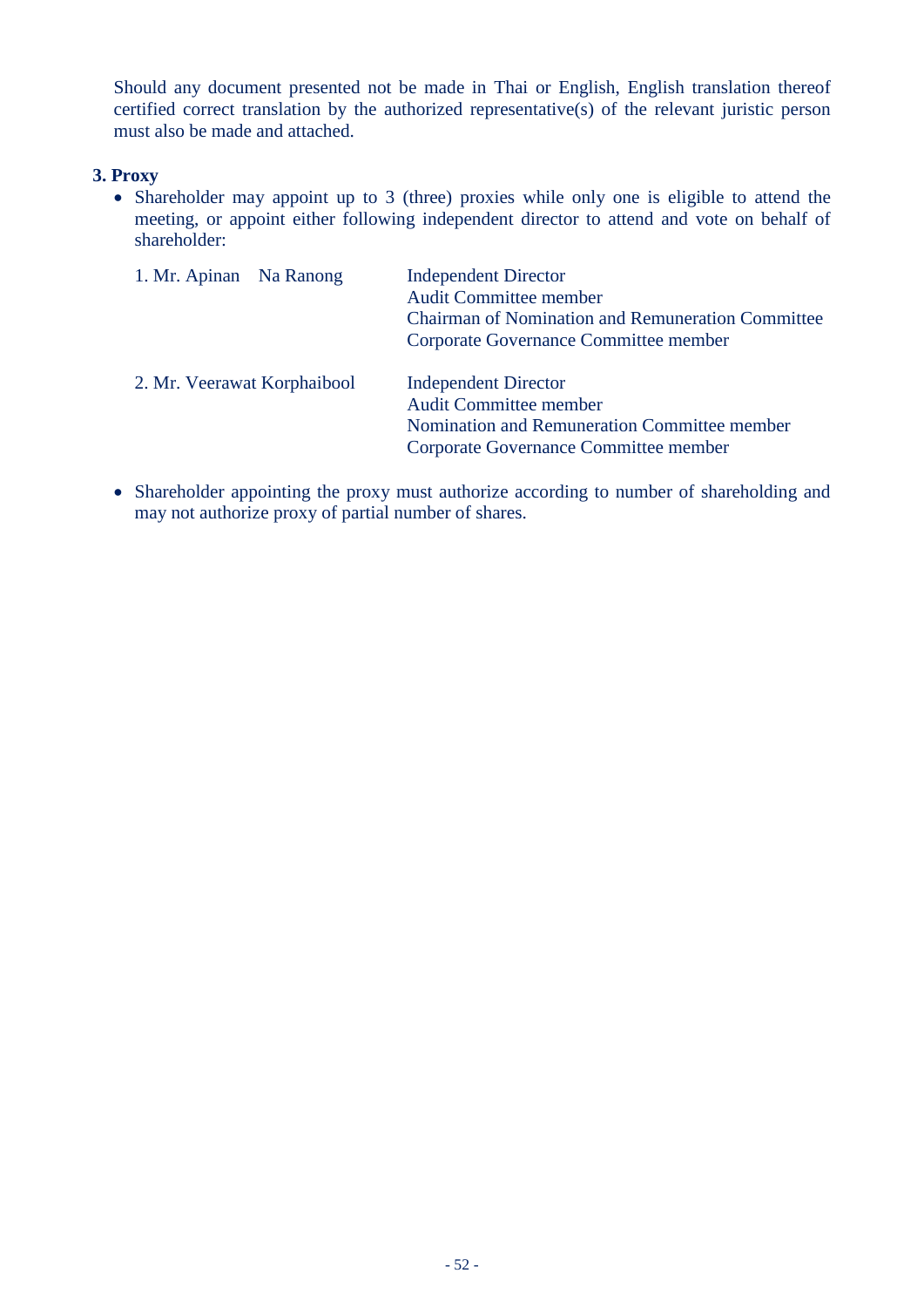Should any document presented not be made in Thai or English, English translation thereof certified correct translation by the authorized representative(s) of the relevant juristic person must also be made and attached.

**3. Proxy**

- Shareholder may appoint up to 3 (three) proxies while only one is eligible to attend the meeting, or appoint either following independent director to attend and vote on behalf of shareholder:

| | |
|---|---|
| 1. Mr. Apinan Na Ranong | Independent Director<br>Audit Committee member<br>Chairman of Nomination and Remuneration Committee<br>Corporate Governance Committee member |
| 2. Mr. Veerawat Korphaibool | Independent Director<br>Audit Committee member<br>Nomination and Remuneration Committee member<br>Corporate Governance Committee member |

- Shareholder appointing the proxy must authorize according to number of shareholding and may not authorize proxy of partial number of shares.